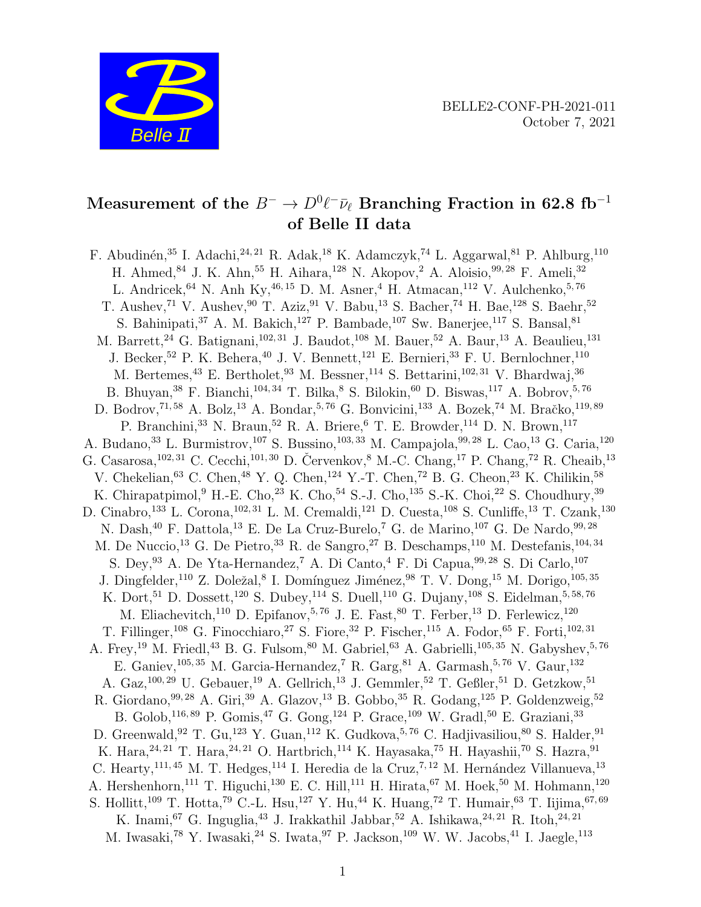BELLE2-CONF-PH-2021-011
October 7, 2021

# Measurement of the $B^- \to D^0 \ell^- \bar{\nu}_\ell$ Branching Fraction in 62.8 fb$^{-1}$ of Belle II data

F. Abudinén,[35] I. Adachi,[24,21] R. Adak,[18] K. Adamczyk,[74] L. Aggarwal,[81] P. Ahlburg,[110] H. Ahmed,[84] J. K. Ahn,[55] H. Aihara,[128] N. Akopov,[2] A. Aloisio,[99,28] F. Ameli,[32] L. Andricek,[64] N. Anh Ky,[46,15] D. M. Asner,[4] H. Atmacan,[112] V. Aulchenko,[5,76] T. Aushev,[71] V. Aushev,[90] T. Aziz,[91] V. Babu,[13] S. Bacher,[74] H. Bae,[128] S. Baehr,[52] S. Bahinipati,[37] A. M. Bakich,[127] P. Bambade,[107] Sw. Banerjee,[117] S. Bansal,[81] M. Barrett,[24] G. Batignani,[102,31] J. Baudot,[108] M. Bauer,[52] A. Baur,[13] A. Beaulieu,[131] J. Becker,[52] P. K. Behera,[40] J. V. Bennett,[121] E. Bernieri,[33] F. U. Bernlochner,[110] M. Bertemes,[43] E. Bertholet,[93] M. Bessner,[114] S. Bettarini,[102,31] V. Bhardwaj,[36] B. Bhuyan,[38] F. Bianchi,[104,34] T. Bilka,[8] S. Bilokin,[60] D. Biswas,[117] A. Bobrov,[5,76] D. Bodrov,[71,58] A. Bolz,[13] A. Bondar,[5,76] G. Bonvicini,[133] A. Bozek,[74] M. Bračko,[119,89] P. Branchini,[33] N. Braun,[52] R. A. Briere,[6] T. E. Browder,[114] D. N. Brown,[117] A. Budano,[33] L. Burmistrov,[107] S. Bussino,[103,33] M. Campajola,[99,28] L. Cao,[13] G. Caria,[120] G. Casarosa,[102,31] C. Cecchi,[101,30] D. Červenkov,[8] M.-C. Chang,[17] P. Chang,[72] R. Cheaib,[13] V. Chekelian,[63] C. Chen,[48] Y. Q. Chen,[124] Y.-T. Chen,[72] B. G. Cheon,[23] K. Chilikin,[58] K. Chirapatpimol,[9] H.-E. Cho,[23] K. Cho,[54] S.-J. Cho,[135] S.-K. Choi,[22] S. Choudhury,[39] D. Cinabro,[133] L. Corona,[102,31] L. M. Cremaldi,[121] D. Cuesta,[108] S. Cunliffe,[13] T. Czank,[130] N. Dash,[40] F. Dattola,[13] E. De La Cruz-Burelo,[7] G. de Marino,[107] G. De Nardo,[99,28] M. De Nuccio,[13] G. De Pietro,[33] R. de Sangro,[27] B. Deschamps,[110] M. Destefanis,[104,34] S. Dey,[93] A. De Yta-Hernandez,[7] A. Di Canto,[4] F. Di Capua,[99,28] S. Di Carlo,[107] J. Dingfelder,[110] Z. Doležal,[8] I. Domínguez Jiménez,[98] T. V. Dong,[15] M. Dorigo,[105,35] K. Dort,[51] D. Dossett,[120] S. Dubey,[114] S. Duell,[110] G. Dujany,[108] S. Eidelman,[5,58,76] M. Eliachevitch,[110] D. Epifanov,[5,76] J. E. Fast,[80] T. Ferber,[13] D. Ferlewicz,[120] T. Fillinger,[108] G. Finocchiaro,[27] S. Fiore,[32] P. Fischer,[115] A. Fodor,[65] F. Forti,[102,31] A. Frey,[19] M. Friedl,[43] B. G. Fulsom,[80] M. Gabriel,[63] A. Gabrielli,[105,35] N. Gabyshev,[5,76] E. Ganiev,[105,35] M. Garcia-Hernandez,[7] R. Garg,[81] A. Garmash,[5,76] V. Gaur,[132] A. Gaz,[100,29] U. Gebauer,[19] A. Gellrich,[13] J. Gemmler,[52] T. Geßler,[51] D. Getzkow,[51] R. Giordano,[99,28] A. Giri,[39] A. Glazov,[13] B. Gobbo,[35] R. Godang,[125] P. Goldenzweig,[52] B. Golob,[116,89] P. Gomis,[47] G. Gong,[124] P. Grace,[109] W. Gradl,[50] E. Graziani,[33] D. Greenwald,[92] T. Gu,[123] Y. Guan,[112] K. Gudkova,[5,76] C. Hadjivasiliou,[80] S. Halder,[91] K. Hara,[24,21] T. Hara,[24,21] O. Hartbrich,[114] K. Hayasaka,[75] H. Hayashii,[70] S. Hazra,[91] C. Hearty,[111,45] M. T. Hedges,[114] I. Heredia de la Cruz,[7,12] M. Hernández Villanueva,[13] A. Hershenhorn,[111] T. Higuchi,[130] E. C. Hill,[111] H. Hirata,[67] M. Hoek,[50] M. Hohmann,[120] S. Hollitt,[109] T. Hotta,[79] C.-L. Hsu,[127] Y. Hu,[44] K. Huang,[72] T. Humair,[63] T. Iijima,[67,69] K. Inami,[67] G. Inguglia,[43] J. Irakkathil Jabbar,[52] A. Ishikawa,[24,21] R. Itoh,[24,21] M. Iwasaki,[78] Y. Iwasaki,[24] S. Iwata,[97] P. Jackson,[109] W. W. Jacobs,[41] I. Jaegle,[113]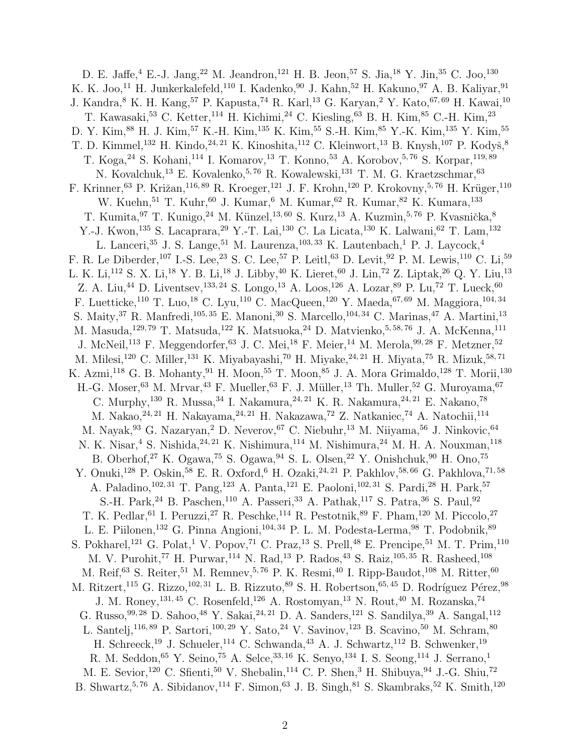D. E. Jaffe,[4] E.-J. Jang,[22] M. Jeandron,[121] H. B. Jeon,[57] S. Jia,[18] Y. Jin,[35] C. Joo,[130] K. K. Joo,[11] H. Junkerkalefeld,[110] I. Kadenko,[90] J. Kahn,[52] H. Kakuno,[97] A. B. Kaliyar,[91] J. Kandra,[8] K. H. Kang,[57] P. Kapusta,[74] R. Karl,[13] G. Karyan,[2] Y. Kato,[67,69] H. Kawai,[10] T. Kawasaki,[53] C. Ketter,[114] H. Kichimi,[24] C. Kiesling,[63] B. H. Kim,[85] C.-H. Kim,[23] D. Y. Kim,[88] H. J. Kim,[57] K.-H. Kim,[135] K. Kim,[55] S.-H. Kim,[85] Y.-K. Kim,[135] Y. Kim,[55] T. D. Kimmel,[132] H. Kindo,[24,21] K. Kinoshita,[112] C. Kleinwort,[13] B. Knysh,[107] P. Kodyš,[8] T. Koga,[24] S. Kohani,[114] I. Komarov,[13] T. Konno,[53] A. Korobov,[5,76] S. Korpar,[119,89] N. Kovalchuk,[13] E. Kovalenko,[5,76] R. Kowalewski,[131] T. M. G. Kraetzschmar,[63] F. Krinner,[63] P. Križan,[116,89] R. Kroeger,[121] J. F. Krohn,[120] P. Krokovny,[5,76] H. Krüger,[110] W. Kuehn,[51] T. Kuhr,[60] J. Kumar,[6] M. Kumar,[62] R. Kumar,[82] K. Kumara,[133] T. Kumita,[97] T. Kunigo,[24] M. Künzel,[13,60] S. Kurz,[13] A. Kuzmin,[5,76] P. Kvasnička,[8] Y.-J. Kwon,[135] S. Lacaprara,[29] Y.-T. Lai,[130] C. La Licata,[130] K. Lalwani,[62] T. Lam,[132] L. Lanceri,[35] J. S. Lange,[51] M. Laurenza,[103,33] K. Lautenbach,[1] P. J. Laycock,[4] F. R. Le Diberder,[107] I.-S. Lee,[23] S. C. Lee,[57] P. Leitl,[63] D. Levit,[92] P. M. Lewis,[110] C. Li,[59] L. K. Li,[112] S. X. Li,[18] Y. B. Li,[18] J. Libby,[40] K. Lieret,[60] J. Lin,[72] Z. Liptak,[26] Q. Y. Liu,[13] Z. A. Liu,[44] D. Liventsev,[133,24] S. Longo,[13] A. Loos,[126] A. Lozar,[89] P. Lu,[72] T. Lueck,[60] F. Luetticke,[110] T. Luo,[18] C. Lyu,[110] C. MacQueen,[120] Y. Maeda,[67,69] M. Maggiora,[104,34] S. Maity,[37] R. Manfredi,[105,35] E. Manoni,[30] S. Marcello,[104,34] C. Marinas,[47] A. Martini,[13] M. Masuda,[129,79] T. Matsuda,[122] K. Matsuoka,[24] D. Matvienko,[5,58,76] J. A. McKenna,[111] J. McNeil,[113] F. Meggendorfer,[63] J. C. Mei,[18] F. Meier,[14] M. Merola,[99,28] F. Metzner,[52] M. Milesi,[120] C. Miller,[131] K. Miyabayashi,[70] H. Miyake,[24,21] H. Miyata,[75] R. Mizuk,[58,71] K. Azmi,[118] G. B. Mohanty,[91] H. Moon,[55] T. Moon,[85] J. A. Mora Grimaldo,[128] T. Morii,[130] H.-G. Moser,[63] M. Mrvar,[43] F. Mueller,[63] F. J. Müller,[13] Th. Muller,[52] G. Muroyama,[67] C. Murphy,[130] R. Mussa,[34] I. Nakamura,[24,21] K. R. Nakamura,[24,21] E. Nakano,[78] M. Nakao,[24,21] H. Nakayama,[24,21] H. Nakazawa,[72] Z. Natkaniec,[74] A. Natochii,[114] M. Nayak,[93] G. Nazaryan,[2] D. Neverov,[67] C. Niebuhr,[13] M. Niiyama,[56] J. Ninkovic,[64] N. K. Nisar,[4] S. Nishida,[24,21] K. Nishimura,[114] M. Nishimura,[24] M. H. A. Nouxman,[118] B. Oberhof,[27] K. Ogawa,[75] S. Ogawa,[94] S. L. Olsen,[22] Y. Onishchuk,[90] H. Ono,[75] Y. Onuki,[128] P. Oskin,[58] E. R. Oxford,[6] H. Ozaki,[24,21] P. Pakhlov,[58,66] G. Pakhlova,[71,58] A. Paladino,[102,31] T. Pang,[123] A. Panta,[121] E. Paoloni,[102,31] S. Pardi,[28] H. Park,[57] S.-H. Park,[24] B. Paschen,[110] A. Passeri,[33] A. Pathak,[117] S. Patra,[36] S. Paul,[92] T. K. Pedlar,[61] I. Peruzzi,[27] R. Peschke,[114] R. Pestotnik,[89] F. Pham,[120] M. Piccolo,[27] L. E. Piilonen,[132] G. Pinna Angioni,[104,34] P. L. M. Podesta-Lerma,[98] T. Podobnik,[89] S. Pokharel,[121] G. Polat,[1] V. Popov,[71] C. Praz,[13] S. Prell,[48] E. Prencipe,[51] M. T. Prim,[110] M. V. Purohit,[77] H. Purwar,[114] N. Rad,[13] P. Rados,[43] S. Raiz,[105,35] R. Rasheed,[108] M. Reif,[63] S. Reiter,[51] M. Remnev,[5,76] P. K. Resmi,[40] I. Ripp-Baudot,[108] M. Ritter,[60] M. Ritzert,[115] G. Rizzo,[102,31] L. B. Rizzuto,[89] S. H. Robertson,[65,45] D. Rodríguez Pérez,[98] J. M. Roney,[131,45] C. Rosenfeld,[126] A. Rostomyan,[13] N. Rout,[40] M. Rozanska,[74] G. Russo,[99,28] D. Sahoo,[48] Y. Sakai,[24,21] D. A. Sanders,[121] S. Sandilya,[39] A. Sangal,[112] L. Santelj,[116,89] P. Sartori,[100,29] Y. Sato,[24] V. Savinov,[123] B. Scavino,[50] M. Schram,[80] H. Schreeck,[19] J. Schueler,[114] C. Schwanda,[43] A. J. Schwartz,[112] B. Schwenker,[19] R. M. Seddon,[65] Y. Seino,[75] A. Selce,[33,16] K. Senyo,[134] I. S. Seong,[114] J. Serrano,[1] M. E. Sevior,[120] C. Sfienti,[50] V. Shebalin,[114] C. P. Shen,[3] H. Shibuya,[94] J.-G. Shiu,[72] B. Shwartz,[5,76] A. Sibidanov,[114] F. Simon,[63] J. B. Singh,[81] S. Skambraks,[52] K. Smith,[120]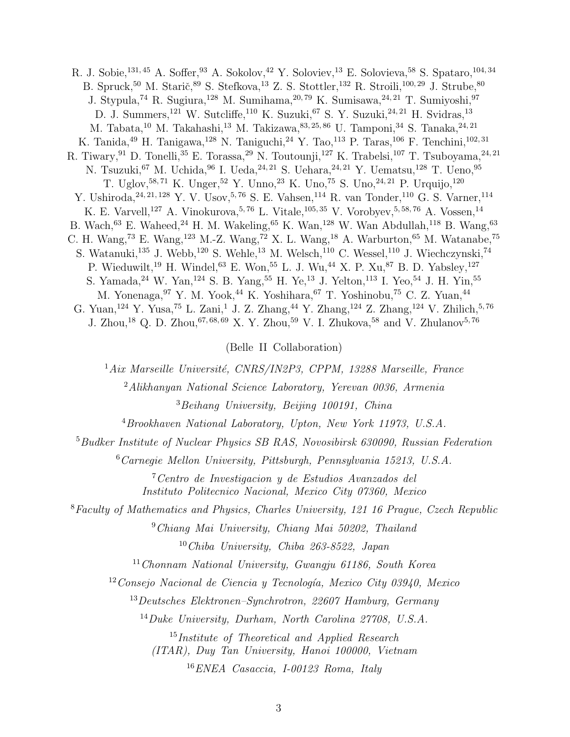R. J. Sobie,[131,45] A. Soffer,[93] A. Sokolov,[42] Y. Soloviev,[13] E. Solovieva,[58] S. Spataro,[104,34] B. Spruck,[50] M. Starič,[89] S. Stefkova,[13] Z. S. Stottler,[132] R. Stroili,[100,29] J. Strube,[80] J. Stypula,[74] R. Sugiura,[128] M. Sumihama,[20,79] K. Sumisawa,[24,21] T. Sumiyoshi,[97] D. J. Summers,[121] W. Sutcliffe,[110] K. Suzuki,[67] S. Y. Suzuki,[24,21] H. Svidras,[13] M. Tabata,[10] M. Takahashi,[13] M. Takizawa,[83,25,86] U. Tamponi,[34] S. Tanaka,[24,21] K. Tanida,[49] H. Tanigawa,[128] N. Taniguchi,[24] Y. Tao,[113] P. Taras,[106] F. Tenchini,[102,31] R. Tiwary,[91] D. Tonelli,[35] E. Torassa,[29] N. Toutounji,[127] K. Trabelsi,[107] T. Tsuboyama,[24,21] N. Tsuzuki,[67] M. Uchida,[96] I. Ueda,[24,21] S. Uehara,[24,21] Y. Uematsu,[128] T. Ueno,[95] T. Uglov,[58,71] K. Unger,[52] Y. Unno,[23] K. Uno,[75] S. Uno,[24,21] P. Urquijo,[120] Y. Ushiroda,[24,21,128] Y. V. Usov,[5,76] S. E. Vahsen,[114] R. van Tonder,[110] G. S. Varner,[114] K. E. Varvell,[127] A. Vinokurova,[5,76] L. Vitale,[105,35] V. Vorobyev,[5,58,76] A. Vossen,[14] B. Wach,[63] E. Waheed,[24] H. M. Wakeling,[65] K. Wan,[128] W. Wan Abdullah,[118] B. Wang,[63] C. H. Wang,[73] E. Wang,[123] M.-Z. Wang,[72] X. L. Wang,[18] A. Warburton,[65] M. Watanabe,[75] S. Watanuki,[135] J. Webb,[120] S. Wehle,[13] M. Welsch,[110] C. Wessel,[110] J. Wiechczynski,[74] P. Wieduwilt,[19] H. Windel,[63] E. Won,[55] L. J. Wu,[44] X. P. Xu,[87] B. D. Yabsley,[127] S. Yamada,[24] W. Yan,[124] S. B. Yang,[55] H. Ye,[13] J. Yelton,[113] I. Yeo,[54] J. H. Yin,[55] M. Yonenaga,[97] Y. M. Yook,[44] K. Yoshihara,[67] T. Yoshinobu,[75] C. Z. Yuan,[44] G. Yuan,[124] Y. Yusa,[75] L. Zani,[1] J. Z. Zhang,[44] Y. Zhang,[124] Z. Zhang,[124] V. Zhilich,[5,76] J. Zhou,[18] Q. D. Zhou,[67,68,69] X. Y. Zhou,[59] V. I. Zhukova,[58] and V. Zhulanov[5,76]

(Belle II Collaboration)

[1] *Aix Marseille Université, CNRS/IN2P3, CPPM, 13288 Marseille, France*

[2] *Alikhanyan National Science Laboratory, Yerevan 0036, Armenia*

[3] *Beihang University, Beijing 100191, China*

[4] *Brookhaven National Laboratory, Upton, New York 11973, U.S.A.*

[5] *Budker Institute of Nuclear Physics SB RAS, Novosibirsk 630090, Russian Federation*

[6] *Carnegie Mellon University, Pittsburgh, Pennsylvania 15213, U.S.A.*

[7] *Centro de Investigacion y de Estudios Avanzados del Instituto Politecnico Nacional, Mexico City 07360, Mexico*

[8] *Faculty of Mathematics and Physics, Charles University, 121 16 Prague, Czech Republic*

[9] *Chiang Mai University, Chiang Mai 50202, Thailand*

[10] *Chiba University, Chiba 263-8522, Japan*

[11] *Chonnam National University, Gwangju 61186, South Korea*

[12] *Consejo Nacional de Ciencia y Tecnología, Mexico City 03940, Mexico*

[13] *Deutsches Elektronen–Synchrotron, 22607 Hamburg, Germany*

[14] *Duke University, Durham, North Carolina 27708, U.S.A.*

[15] *Institute of Theoretical and Applied Research (ITAR), Duy Tan University, Hanoi 100000, Vietnam*

[16] *ENEA Casaccia, I-00123 Roma, Italy*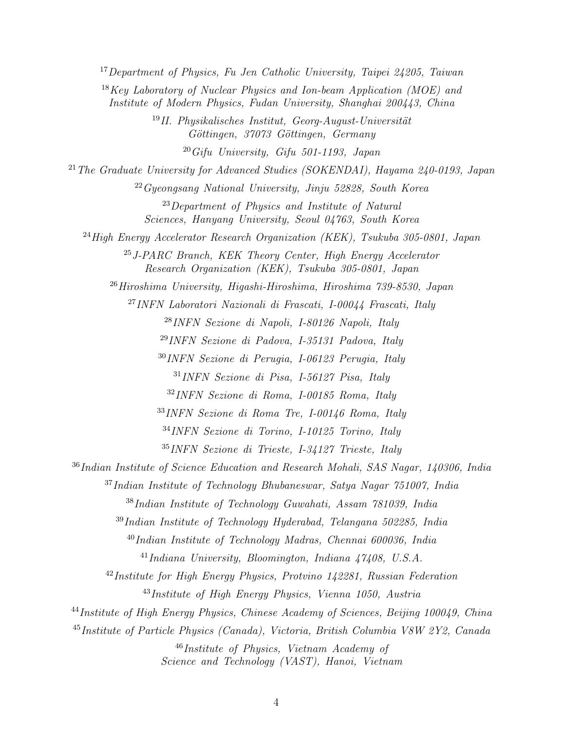[17]*Department of Physics, Fu Jen Catholic University, Taipei 24205, Taiwan*

[18]*Key Laboratory of Nuclear Physics and Ion-beam Application (MOE) and Institute of Modern Physics, Fudan University, Shanghai 200443, China*

[19]*II. Physikalisches Institut, Georg-August-Universität Göttingen, 37073 Göttingen, Germany*

[20]*Gifu University, Gifu 501-1193, Japan*

[21]*The Graduate University for Advanced Studies (SOKENDAI), Hayama 240-0193, Japan*

[22]*Gyeongsang National University, Jinju 52828, South Korea*

[23]*Department of Physics and Institute of Natural Sciences, Hanyang University, Seoul 04763, South Korea*

[24]*High Energy Accelerator Research Organization (KEK), Tsukuba 305-0801, Japan*

[25]*J-PARC Branch, KEK Theory Center, High Energy Accelerator Research Organization (KEK), Tsukuba 305-0801, Japan*

[26]*Hiroshima University, Higashi-Hiroshima, Hiroshima 739-8530, Japan*

[27]*INFN Laboratori Nazionali di Frascati, I-00044 Frascati, Italy*

[28]*INFN Sezione di Napoli, I-80126 Napoli, Italy*

[29]*INFN Sezione di Padova, I-35131 Padova, Italy*

[30]*INFN Sezione di Perugia, I-06123 Perugia, Italy*

[31]*INFN Sezione di Pisa, I-56127 Pisa, Italy*

[32]*INFN Sezione di Roma, I-00185 Roma, Italy*

[33]*INFN Sezione di Roma Tre, I-00146 Roma, Italy*

[34]*INFN Sezione di Torino, I-10125 Torino, Italy*

[35]*INFN Sezione di Trieste, I-34127 Trieste, Italy*

[36]*Indian Institute of Science Education and Research Mohali, SAS Nagar, 140306, India*

[37]*Indian Institute of Technology Bhubaneswar, Satya Nagar 751007, India*

[38]*Indian Institute of Technology Guwahati, Assam 781039, India*

[39]*Indian Institute of Technology Hyderabad, Telangana 502285, India*

[40]*Indian Institute of Technology Madras, Chennai 600036, India*

[41]*Indiana University, Bloomington, Indiana 47408, U.S.A.*

[42]*Institute for High Energy Physics, Protvino 142281, Russian Federation*

[43]*Institute of High Energy Physics, Vienna 1050, Austria*

[44]*Institute of High Energy Physics, Chinese Academy of Sciences, Beijing 100049, China*

[45]*Institute of Particle Physics (Canada), Victoria, British Columbia V8W 2Y2, Canada*

[46]*Institute of Physics, Vietnam Academy of Science and Technology (VAST), Hanoi, Vietnam*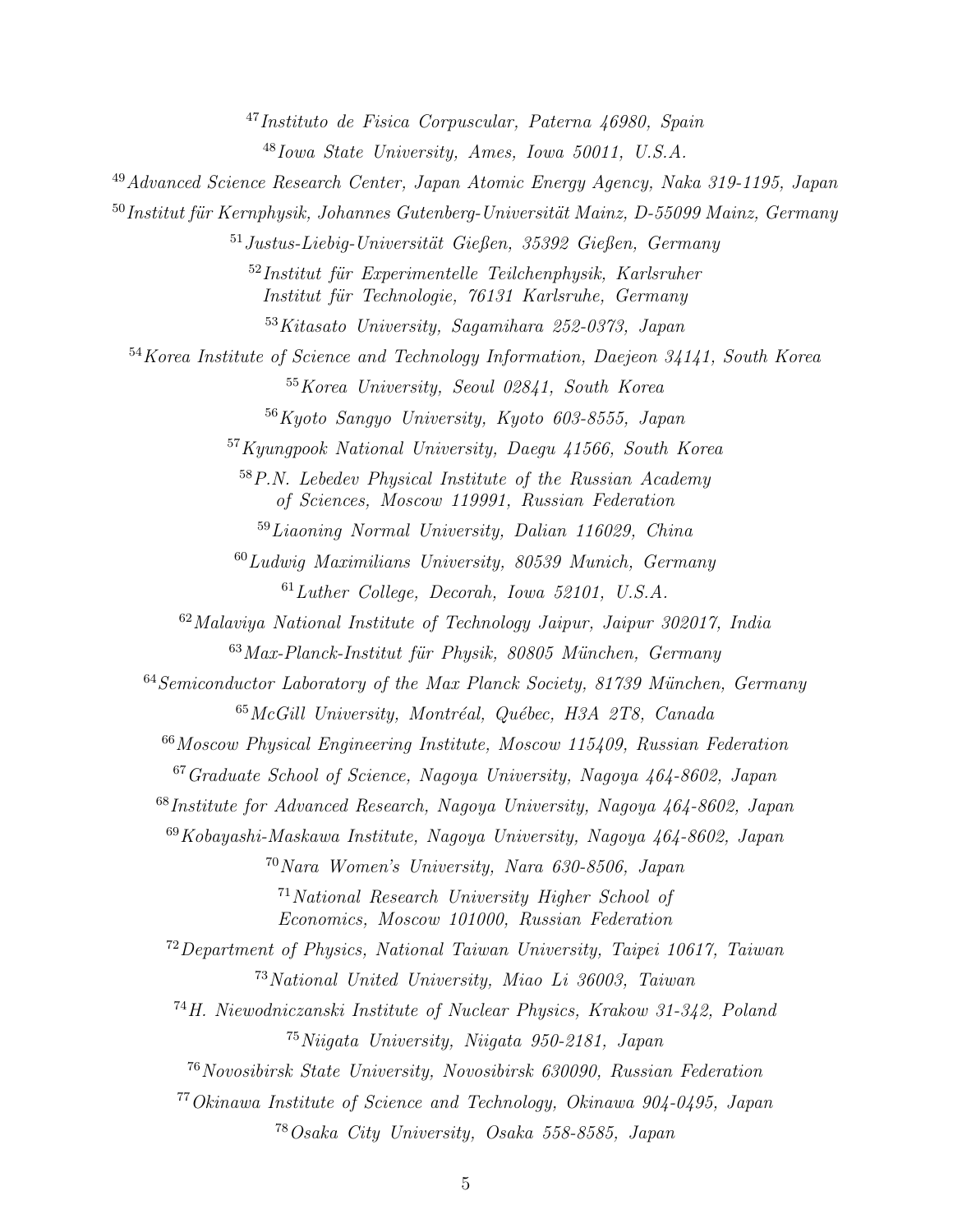[47]*Instituto de Fisica Corpuscular, Paterna 46980, Spain*

[48]*Iowa State University, Ames, Iowa 50011, U.S.A.*

[49]*Advanced Science Research Center, Japan Atomic Energy Agency, Naka 319-1195, Japan*

[50]*Institut für Kernphysik, Johannes Gutenberg-Universität Mainz, D-55099 Mainz, Germany*

[51]*Justus-Liebig-Universität Gießen, 35392 Gießen, Germany*

[52]*Institut für Experimentelle Teilchenphysik, Karlsruher Institut für Technologie, 76131 Karlsruhe, Germany*

[53]*Kitasato University, Sagamihara 252-0373, Japan*

[54]*Korea Institute of Science and Technology Information, Daejeon 34141, South Korea*

[55]*Korea University, Seoul 02841, South Korea*

[56]*Kyoto Sangyo University, Kyoto 603-8555, Japan*

[57]*Kyungpook National University, Daegu 41566, South Korea*

[58]*P.N. Lebedev Physical Institute of the Russian Academy of Sciences, Moscow 119991, Russian Federation*

[59]*Liaoning Normal University, Dalian 116029, China*

[60]*Ludwig Maximilians University, 80539 Munich, Germany*

[61]*Luther College, Decorah, Iowa 52101, U.S.A.*

[62]*Malaviya National Institute of Technology Jaipur, Jaipur 302017, India*

[63]*Max-Planck-Institut für Physik, 80805 München, Germany*

[64]*Semiconductor Laboratory of the Max Planck Society, 81739 München, Germany*

[65]*McGill University, Montréal, Québec, H3A 2T8, Canada*

[66]*Moscow Physical Engineering Institute, Moscow 115409, Russian Federation*

[67]*Graduate School of Science, Nagoya University, Nagoya 464-8602, Japan*

[68]*Institute for Advanced Research, Nagoya University, Nagoya 464-8602, Japan*

[69]*Kobayashi-Maskawa Institute, Nagoya University, Nagoya 464-8602, Japan*

[70]*Nara Women's University, Nara 630-8506, Japan*

[71]*National Research University Higher School of Economics, Moscow 101000, Russian Federation*

[72]*Department of Physics, National Taiwan University, Taipei 10617, Taiwan*

[73]*National United University, Miao Li 36003, Taiwan*

[74]*H. Niewodniczanski Institute of Nuclear Physics, Krakow 31-342, Poland*

[75]*Niigata University, Niigata 950-2181, Japan*

[76]*Novosibirsk State University, Novosibirsk 630090, Russian Federation*

[77]*Okinawa Institute of Science and Technology, Okinawa 904-0495, Japan*

[78]*Osaka City University, Osaka 558-8585, Japan*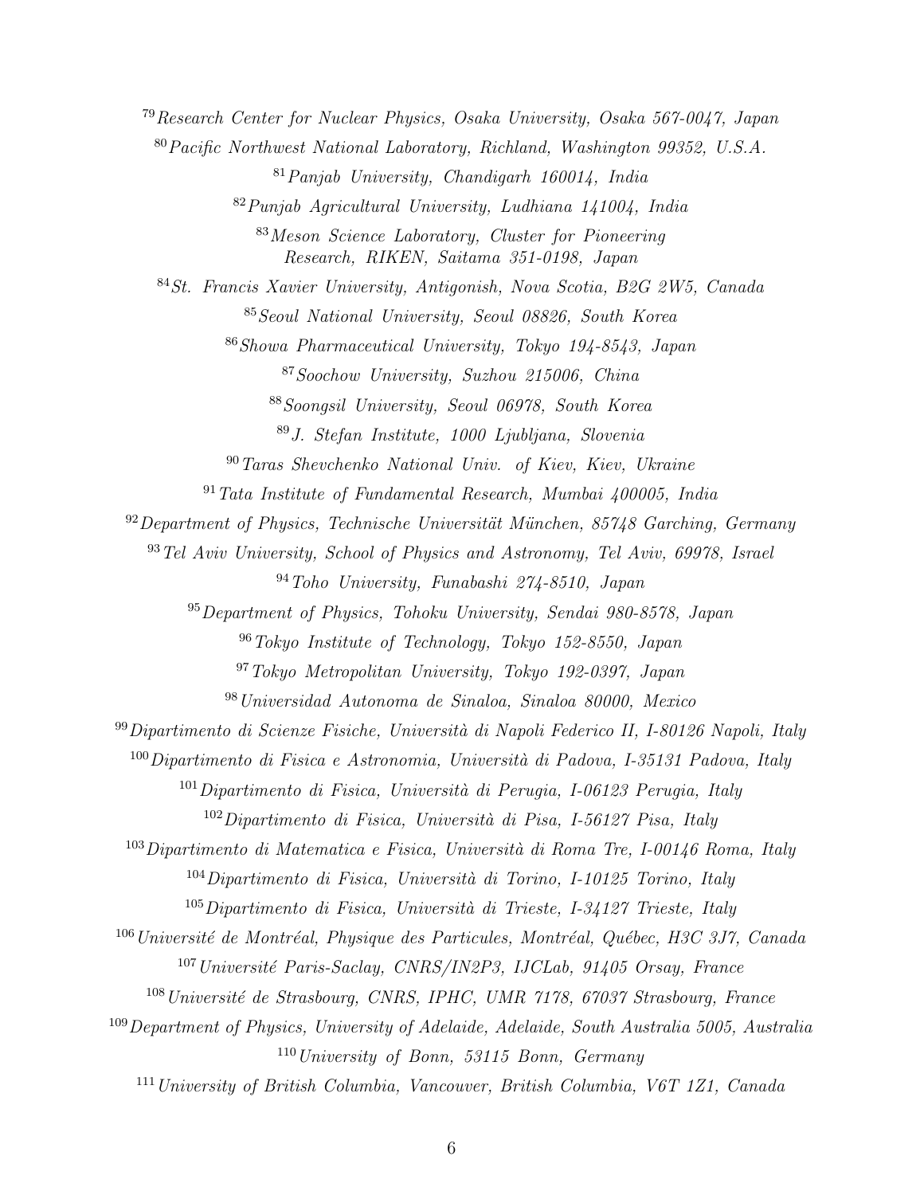[79]Research Center for Nuclear Physics, Osaka University, Osaka 567-0047, Japan

[80]Pacific Northwest National Laboratory, Richland, Washington 99352, U.S.A.

[81]Panjab University, Chandigarh 160014, India

[82]Punjab Agricultural University, Ludhiana 141004, India

[83]Meson Science Laboratory, Cluster for Pioneering Research, RIKEN, Saitama 351-0198, Japan

[84]St. Francis Xavier University, Antigonish, Nova Scotia, B2G 2W5, Canada

[85]Seoul National University, Seoul 08826, South Korea

[86]Showa Pharmaceutical University, Tokyo 194-8543, Japan

[87]Soochow University, Suzhou 215006, China

[88]Soongsil University, Seoul 06978, South Korea

[89]J. Stefan Institute, 1000 Ljubljana, Slovenia

[90]Taras Shevchenko National Univ. of Kiev, Kiev, Ukraine

[91]Tata Institute of Fundamental Research, Mumbai 400005, India

[92]Department of Physics, Technische Universität München, 85748 Garching, Germany

[93]Tel Aviv University, School of Physics and Astronomy, Tel Aviv, 69978, Israel

[94]Toho University, Funabashi 274-8510, Japan

[95]Department of Physics, Tohoku University, Sendai 980-8578, Japan

[96]Tokyo Institute of Technology, Tokyo 152-8550, Japan

[97]Tokyo Metropolitan University, Tokyo 192-0397, Japan

[98]Universidad Autonoma de Sinaloa, Sinaloa 80000, Mexico

[99]Dipartimento di Scienze Fisiche, Università di Napoli Federico II, I-80126 Napoli, Italy

[100]Dipartimento di Fisica e Astronomia, Università di Padova, I-35131 Padova, Italy

[101]Dipartimento di Fisica, Università di Perugia, I-06123 Perugia, Italy

[102]Dipartimento di Fisica, Università di Pisa, I-56127 Pisa, Italy

[103]Dipartimento di Matematica e Fisica, Università di Roma Tre, I-00146 Roma, Italy

[104]Dipartimento di Fisica, Università di Torino, I-10125 Torino, Italy

[105]Dipartimento di Fisica, Università di Trieste, I-34127 Trieste, Italy

[106]Université de Montréal, Physique des Particules, Montréal, Québec, H3C 3J7, Canada

[107]Université Paris-Saclay, CNRS/IN2P3, IJCLab, 91405 Orsay, France

[108]Université de Strasbourg, CNRS, IPHC, UMR 7178, 67037 Strasbourg, France

[109]Department of Physics, University of Adelaide, Adelaide, South Australia 5005, Australia

[110]University of Bonn, 53115 Bonn, Germany

[111]University of British Columbia, Vancouver, British Columbia, V6T 1Z1, Canada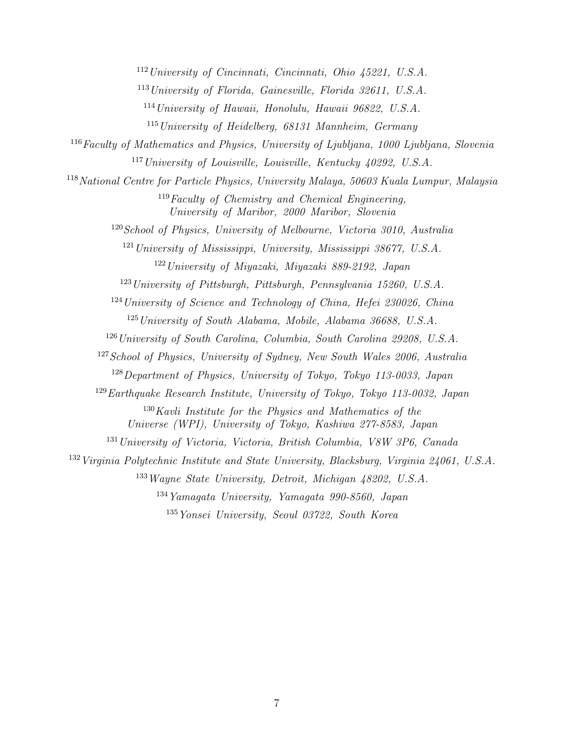[112]*University of Cincinnati, Cincinnati, Ohio 45221, U.S.A.*

[113]*University of Florida, Gainesville, Florida 32611, U.S.A.*

[114]*University of Hawaii, Honolulu, Hawaii 96822, U.S.A.*

[115]*University of Heidelberg, 68131 Mannheim, Germany*

[116]*Faculty of Mathematics and Physics, University of Ljubljana, 1000 Ljubljana, Slovenia*

[117]*University of Louisville, Louisville, Kentucky 40292, U.S.A.*

[118]*National Centre for Particle Physics, University Malaya, 50603 Kuala Lumpur, Malaysia*

[119]*Faculty of Chemistry and Chemical Engineering, University of Maribor, 2000 Maribor, Slovenia*

[120]*School of Physics, University of Melbourne, Victoria 3010, Australia*

[121]*University of Mississippi, University, Mississippi 38677, U.S.A.*

[122]*University of Miyazaki, Miyazaki 889-2192, Japan*

[123]*University of Pittsburgh, Pittsburgh, Pennsylvania 15260, U.S.A.*

[124]*University of Science and Technology of China, Hefei 230026, China*

[125]*University of South Alabama, Mobile, Alabama 36688, U.S.A.*

[126]*University of South Carolina, Columbia, South Carolina 29208, U.S.A.*

[127]*School of Physics, University of Sydney, New South Wales 2006, Australia*

[128]*Department of Physics, University of Tokyo, Tokyo 113-0033, Japan*

[129]*Earthquake Research Institute, University of Tokyo, Tokyo 113-0032, Japan*

[130]*Kavli Institute for the Physics and Mathematics of the Universe (WPI), University of Tokyo, Kashiwa 277-8583, Japan*

[131]*University of Victoria, Victoria, British Columbia, V8W 3P6, Canada*

[132]*Virginia Polytechnic Institute and State University, Blacksburg, Virginia 24061, U.S.A.*

[133]*Wayne State University, Detroit, Michigan 48202, U.S.A.*

[134]*Yamagata University, Yamagata 990-8560, Japan*

[135]*Yonsei University, Seoul 03722, South Korea*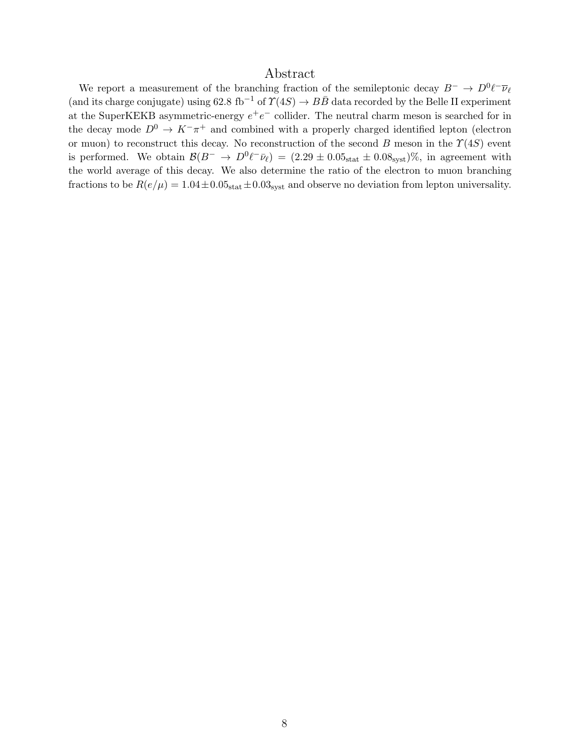## Abstract

We report a measurement of the branching fraction of the semileptonic decay $B^- \to D^0 \ell^- \overline{\nu}_\ell$ (and its charge conjugate) using 62.8 fb$^{-1}$ of $\Upsilon(4S) \to B\bar{B}$ data recorded by the Belle II experiment at the SuperKEKB asymmetric-energy $e^+e^-$ collider. The neutral charm meson is searched for in the decay mode $D^0 \to K^-\pi^+$ and combined with a properly charged identified lepton (electron or muon) to reconstruct this decay. No reconstruction of the second $B$ meson in the $\Upsilon(4S)$ event is performed. We obtain $\mathcal{B}(B^- \to D^0 \ell^- \bar{\nu}_\ell) = (2.29 \pm 0.05_{\mathrm{stat}} \pm 0.08_{\mathrm{syst}})\%$, in agreement with the world average of this decay. We also determine the ratio of the electron to muon branching fractions to be $R(e/\mu) = 1.04 \pm 0.05_{\mathrm{stat}} \pm 0.03_{\mathrm{syst}}$ and observe no deviation from lepton universality.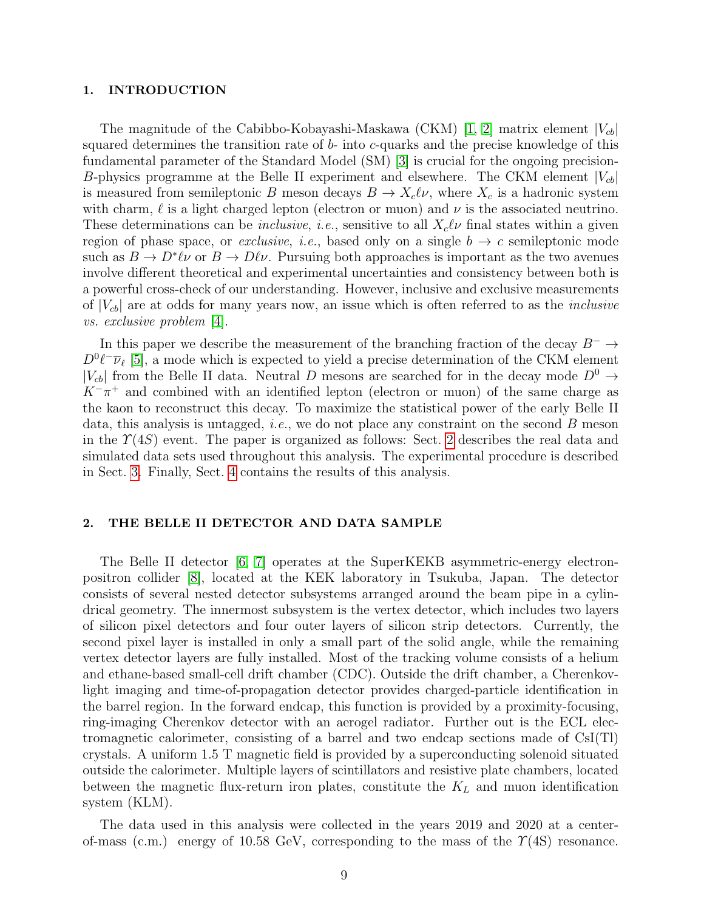## 1. INTRODUCTION

The magnitude of the Cabibbo-Kobayashi-Maskawa (CKM) [1, 2] matrix element $|V_{cb}|$ squared determines the transition rate of $b$- into $c$-quarks and the precise knowledge of this fundamental parameter of the Standard Model (SM) [3] is crucial for the ongoing precision-$B$-physics programme at the Belle II experiment and elsewhere. The CKM element $|V_{cb}|$ is measured from semileptonic $B$ meson decays $B \to X_c \ell \nu$, where $X_c$ is a hadronic system with charm, $\ell$ is a light charged lepton (electron or muon) and $\nu$ is the associated neutrino. These determinations can be *inclusive*, *i.e.*, sensitive to all $X_c \ell \nu$ final states within a given region of phase space, or *exclusive*, *i.e.*, based only on a single $b \to c$ semileptonic mode such as $B \to D^* \ell \nu$ or $B \to D \ell \nu$. Pursuing both approaches is important as the two avenues involve different theoretical and experimental uncertainties and consistency between both is a powerful cross-check of our understanding. However, inclusive and exclusive measurements of $|V_{cb}|$ are at odds for many years now, an issue which is often referred to as the *inclusive vs. exclusive problem* [4].

In this paper we describe the measurement of the branching fraction of the decay $B^- \to D^0 \ell^- \overline{\nu}_\ell$ [5], a mode which is expected to yield a precise determination of the CKM element $|V_{cb}|$ from the Belle II data. Neutral $D$ mesons are searched for in the decay mode $D^0 \to K^- \pi^+$ and combined with an identified lepton (electron or muon) of the same charge as the kaon to reconstruct this decay. To maximize the statistical power of the early Belle II data, this analysis is untagged, *i.e.*, we do not place any constraint on the second $B$ meson in the $\Upsilon(4S)$ event. The paper is organized as follows: Sect. 2 describes the real data and simulated data sets used throughout this analysis. The experimental procedure is described in Sect. 3. Finally, Sect. 4 contains the results of this analysis.

## 2. THE BELLE II DETECTOR AND DATA SAMPLE

The Belle II detector [6, 7] operates at the SuperKEKB asymmetric-energy electron-positron collider [8], located at the KEK laboratory in Tsukuba, Japan. The detector consists of several nested detector subsystems arranged around the beam pipe in a cylindrical geometry. The innermost subsystem is the vertex detector, which includes two layers of silicon pixel detectors and four outer layers of silicon strip detectors. Currently, the second pixel layer is installed in only a small part of the solid angle, while the remaining vertex detector layers are fully installed. Most of the tracking volume consists of a helium and ethane-based small-cell drift chamber (CDC). Outside the drift chamber, a Cherenkov-light imaging and time-of-propagation detector provides charged-particle identification in the barrel region. In the forward endcap, this function is provided by a proximity-focusing, ring-imaging Cherenkov detector with an aerogel radiator. Further out is the ECL electromagnetic calorimeter, consisting of a barrel and two endcap sections made of CsI(Tl) crystals. A uniform 1.5 T magnetic field is provided by a superconducting solenoid situated outside the calorimeter. Multiple layers of scintillators and resistive plate chambers, located between the magnetic flux-return iron plates, constitute the $K_L$ and muon identification system (KLM).

The data used in this analysis were collected in the years 2019 and 2020 at a center-of-mass (c.m.) energy of 10.58 GeV, corresponding to the mass of the $\Upsilon$(4S) resonance.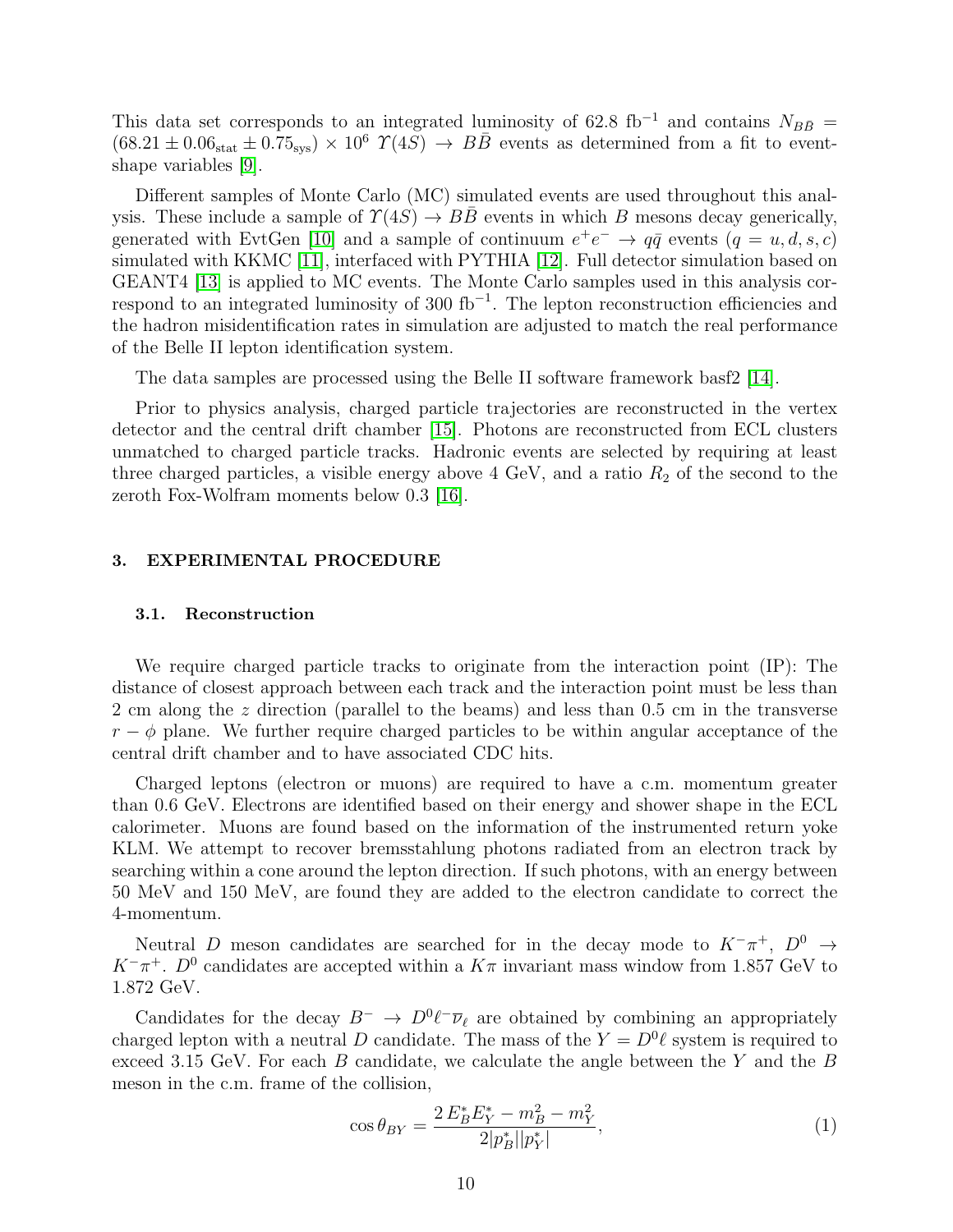This data set corresponds to an integrated luminosity of 62.8 fb$^{-1}$ and contains $N_{B\bar{B}} = (68.21 \pm 0.06_{\text{stat}} \pm 0.75_{\text{sys}}) \times 10^6$ $\Upsilon(4S) \to B\bar{B}$ events as determined from a fit to event-shape variables [9].

Different samples of Monte Carlo (MC) simulated events are used throughout this analysis. These include a sample of $\Upsilon(4S) \to B\bar{B}$ events in which $B$ mesons decay generically, generated with EvtGen [10] and a sample of continuum $e^+e^- \to q\bar{q}$ events ($q = u, d, s, c$) simulated with KKMC [11], interfaced with PYTHIA [12]. Full detector simulation based on GEANT4 [13] is applied to MC events. The Monte Carlo samples used in this analysis correspond to an integrated luminosity of 300 fb$^{-1}$. The lepton reconstruction efficiencies and the hadron misidentification rates in simulation are adjusted to match the real performance of the Belle II lepton identification system.

The data samples are processed using the Belle II software framework basf2 [14].

Prior to physics analysis, charged particle trajectories are reconstructed in the vertex detector and the central drift chamber [15]. Photons are reconstructed from ECL clusters unmatched to charged particle tracks. Hadronic events are selected by requiring at least three charged particles, a visible energy above 4 GeV, and a ratio $R_2$ of the second to the zeroth Fox-Wolfram moments below 0.3 [16].

## 3. EXPERIMENTAL PROCEDURE

### 3.1. Reconstruction

We require charged particle tracks to originate from the interaction point (IP): The distance of closest approach between each track and the interaction point must be less than 2 cm along the $z$ direction (parallel to the beams) and less than 0.5 cm in the transverse $r - \phi$ plane. We further require charged particles to be within angular acceptance of the central drift chamber and to have associated CDC hits.

Charged leptons (electron or muons) are required to have a c.m. momentum greater than 0.6 GeV. Electrons are identified based on their energy and shower shape in the ECL calorimeter. Muons are found based on the information of the instrumented return yoke KLM. We attempt to recover bremsstahlung photons radiated from an electron track by searching within a cone around the lepton direction. If such photons, with an energy between 50 MeV and 150 MeV, are found they are added to the electron candidate to correct the 4-momentum.

Neutral $D$ meson candidates are searched for in the decay mode to $K^-\pi^+$, $D^0 \to K^-\pi^+$. $D^0$ candidates are accepted within a $K\pi$ invariant mass window from 1.857 GeV to 1.872 GeV.

Candidates for the decay $B^- \to D^0\ell^-\overline{\nu}_\ell$ are obtained by combining an appropriately charged lepton with a neutral $D$ candidate. The mass of the $Y = D^0\ell$ system is required to exceed 3.15 GeV. For each $B$ candidate, we calculate the angle between the $Y$ and the $B$ meson in the c.m. frame of the collision,

$$\cos\theta_{BY} = \frac{2\,E_B^* E_Y^* - m_B^2 - m_Y^2}{2|p_B^*||p_Y^*|}, \tag{1}$$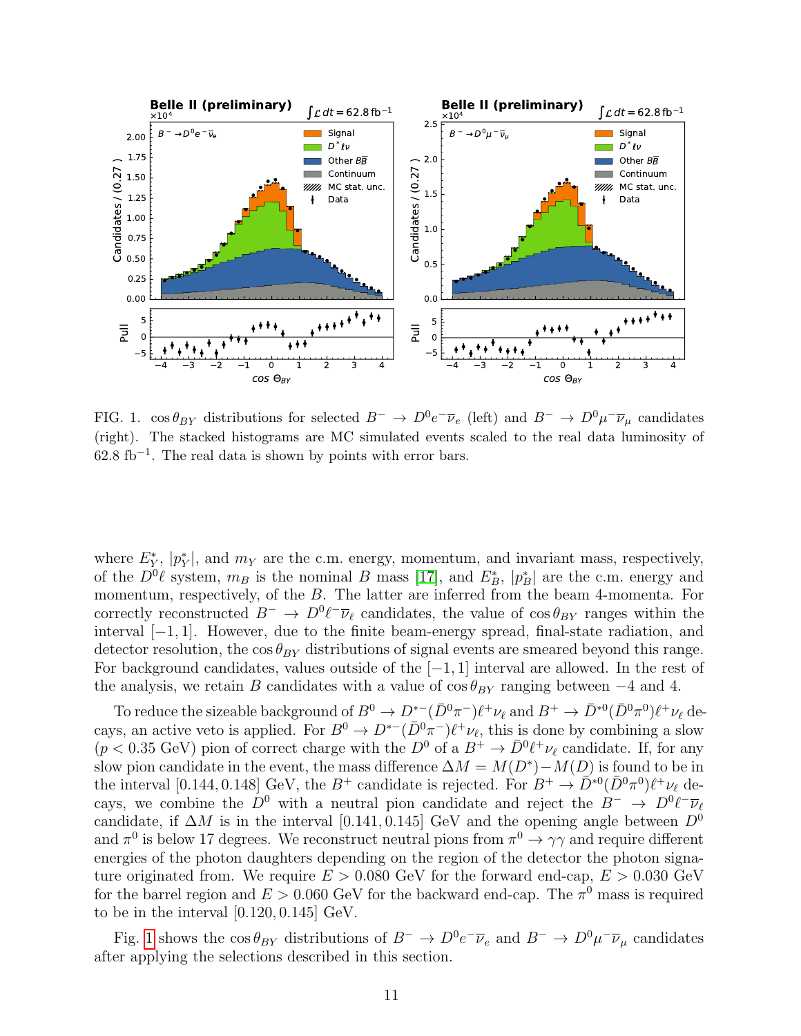FIG. 1. $\cos\theta_{BY}$ distributions for selected $B^- \to D^0 e^- \overline{\nu}_e$ (left) and $B^- \to D^0 \mu^- \overline{\nu}_\mu$ candidates (right). The stacked histograms are MC simulated events scaled to the real data luminosity of 62.8 fb$^{-1}$. The real data is shown by points with error bars.

where $E^*_Y$, $|p^*_Y|$, and $m_Y$ are the c.m. energy, momentum, and invariant mass, respectively, of the $D^0\ell$ system, $m_B$ is the nominal $B$ mass [17], and $E^*_B$, $|p^*_B|$ are the c.m. energy and momentum, respectively, of the $B$. The latter are inferred from the beam 4-momenta. For correctly reconstructed $B^- \to D^0\ell^-\overline{\nu}_\ell$ candidates, the value of $\cos\theta_{BY}$ ranges within the interval $[-1, 1]$. However, due to the finite beam-energy spread, final-state radiation, and detector resolution, the $\cos\theta_{BY}$ distributions of signal events are smeared beyond this range. For background candidates, values outside of the $[-1, 1]$ interval are allowed. In the rest of the analysis, we retain $B$ candidates with a value of $\cos\theta_{BY}$ ranging between $-4$ and 4.

To reduce the sizeable background of $B^0 \to D^{*-}(\bar{D}^0\pi^-)\ell^+\nu_\ell$ and $B^+ \to \bar{D}^{*0}(\bar{D}^0\pi^0)\ell^+\nu_\ell$ decays, an active veto is applied. For $B^0 \to D^{*-}(\bar{D}^0\pi^-)\ell^+\nu_\ell$, this is done by combining a slow ($p < 0.35$ GeV) pion of correct charge with the $D^0$ of a $B^+ \to \bar{D}^0\ell^+\nu_\ell$ candidate. If, for any slow pion candidate in the event, the mass difference $\Delta M = M(D^*) - M(D)$ is found to be in the interval $[0.144, 0.148]$ GeV, the $B^+$ candidate is rejected. For $B^+ \to \bar{D}^{*0}(\bar{D}^0\pi^0)\ell^+\nu_\ell$ decays, we combine the $D^0$ with a neutral pion candidate and reject the $B^- \to D^0\ell^-\overline{\nu}_\ell$ candidate, if $\Delta M$ is in the interval $[0.141, 0.145]$ GeV and the opening angle between $D^0$ and $\pi^0$ is below 17 degrees. We reconstruct neutral pions from $\pi^0 \to \gamma\gamma$ and require different energies of the photon daughters depending on the region of the detector the photon signature originated from. We require $E > 0.080$ GeV for the forward end-cap, $E > 0.030$ GeV for the barrel region and $E > 0.060$ GeV for the backward end-cap. The $\pi^0$ mass is required to be in the interval $[0.120, 0.145]$ GeV.

Fig. 1 shows the $\cos\theta_{BY}$ distributions of $B^- \to D^0 e^- \overline{\nu}_e$ and $B^- \to D^0 \mu^- \overline{\nu}_\mu$ candidates after applying the selections described in this section.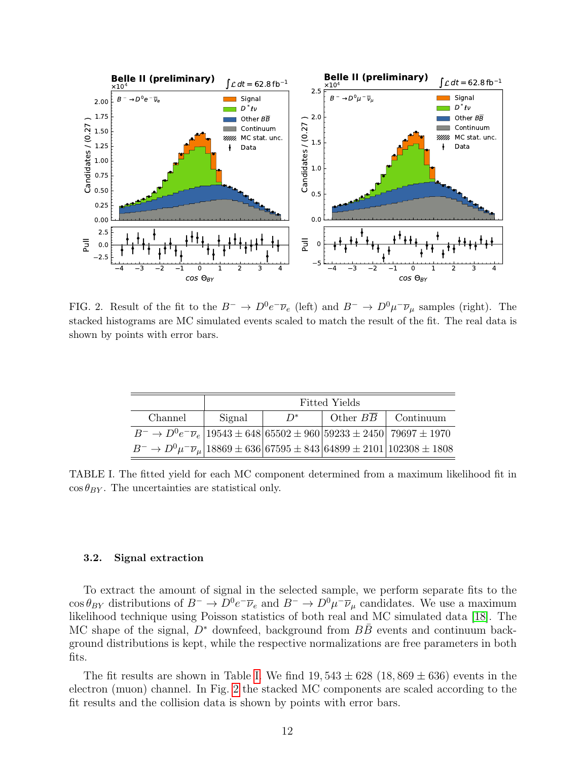FIG. 2. Result of the fit to the $B^- \to D^0 e^- \overline{\nu}_e$ (left) and $B^- \to D^0 \mu^- \overline{\nu}_\mu$ samples (right). The stacked histograms are MC simulated events scaled to match the result of the fit. The real data is shown by points with error bars.

| | Fitted Yields | | | |
|---|---|---|---|---|
| Channel | Signal | $D^*$ | Other $B\overline{B}$ | Continuum |
| $B^- \to D^0 e^- \overline{\nu}_e$ | $19543 \pm 648$ | $65502 \pm 960$ | $59233 \pm 2450$ | $79697 \pm 1970$ |
| $B^- \to D^0 \mu^- \overline{\nu}_\mu$ | $18869 \pm 636$ | $67595 \pm 843$ | $64899 \pm 2101$ | $102308 \pm 1808$ |

TABLE I. The fitted yield for each MC component determined from a maximum likelihood fit in $\cos\theta_{BY}$. The uncertainties are statistical only.

### 3.2. Signal extraction

To extract the amount of signal in the selected sample, we perform separate fits to the $\cos\theta_{BY}$ distributions of $B^- \to D^0 e^- \overline{\nu}_e$ and $B^- \to D^0 \mu^- \overline{\nu}_\mu$ candidates. We use a maximum likelihood technique using Poisson statistics of both real and MC simulated data [18]. The MC shape of the signal, $D^*$ downfeed, background from $B\bar{B}$ events and continuum background distributions is kept, while the respective normalizations are free parameters in both fits.

The fit results are shown in Table I. We find $19,543 \pm 628$ ($18,869 \pm 636$) events in the electron (muon) channel. In Fig. 2 the stacked MC components are scaled according to the fit results and the collision data is shown by points with error bars.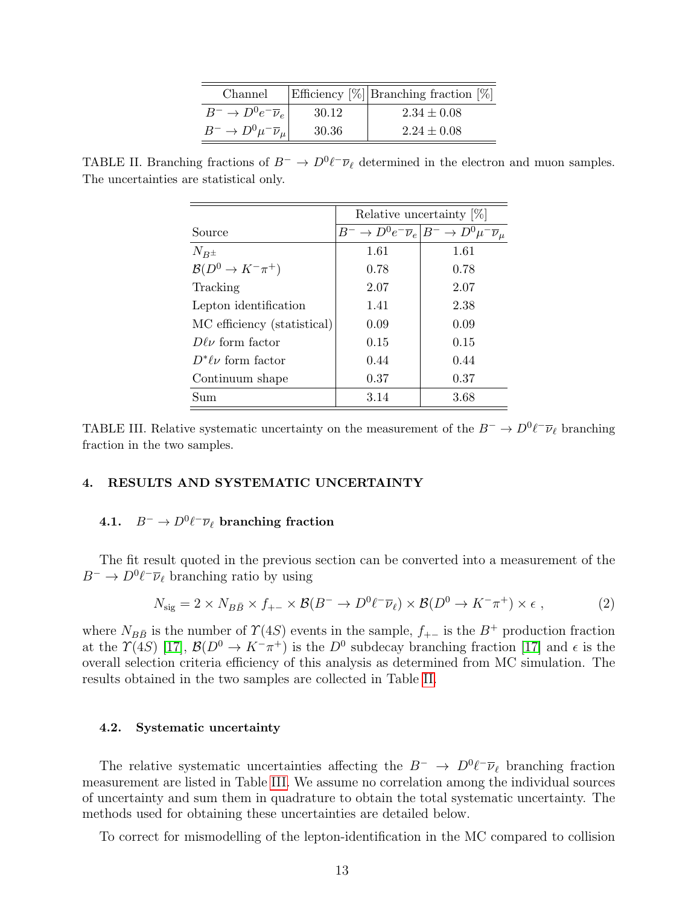| Channel | Efficiency [%] | Branching fraction [%] |
|---|---|---|
| $B^- \to D^0 e^- \overline{\nu}_e$ | 30.12 | $2.34 \pm 0.08$ |
| $B^- \to D^0 \mu^- \overline{\nu}_\mu$ | 30.36 | $2.24 \pm 0.08$ |

TABLE II. Branching fractions of $B^- \to D^0 \ell^- \overline{\nu}_\ell$ determined in the electron and muon samples. The uncertainties are statistical only.

| | Relative uncertainty [%] | |
|---|---|---|
| Source | $B^- \to D^0 e^- \overline{\nu}_e$ | $B^- \to D^0 \mu^- \overline{\nu}_\mu$ |
| $N_{B^\pm}$ | 1.61 | 1.61 |
| $\mathcal{B}(D^0 \to K^-\pi^+)$ | 0.78 | 0.78 |
| Tracking | 2.07 | 2.07 |
| Lepton identification | 1.41 | 2.38 |
| MC efficiency (statistical) | 0.09 | 0.09 |
| $D\ell\nu$ form factor | 0.15 | 0.15 |
| $D^*\ell\nu$ form factor | 0.44 | 0.44 |
| Continuum shape | 0.37 | 0.37 |
| Sum | 3.14 | 3.68 |

TABLE III. Relative systematic uncertainty on the measurement of the $B^- \to D^0 \ell^- \overline{\nu}_\ell$ branching fraction in the two samples.

## 4. RESULTS AND SYSTEMATIC UNCERTAINTY

### 4.1. $B^- \to D^0 \ell^- \overline{\nu}_\ell$ branching fraction

The fit result quoted in the previous section can be converted into a measurement of the $B^- \to D^0 \ell^- \overline{\nu}_\ell$ branching ratio by using

$$N_{\text{sig}} = 2 \times N_{B\bar{B}} \times f_{+-} \times \mathcal{B}(B^- \to D^0 \ell^- \overline{\nu}_\ell) \times \mathcal{B}(D^0 \to K^-\pi^+) \times \epsilon \, , \tag{2}$$

where $N_{B\bar{B}}$ is the number of $\Upsilon(4S)$ events in the sample, $f_{+-}$ is the $B^+$ production fraction at the $\Upsilon(4S)$ [17], $\mathcal{B}(D^0 \to K^-\pi^+)$ is the $D^0$ subdecay branching fraction [17] and $\epsilon$ is the overall selection criteria efficiency of this analysis as determined from MC simulation. The results obtained in the two samples are collected in Table II.

### 4.2. Systematic uncertainty

The relative systematic uncertainties affecting the $B^- \to D^0 \ell^- \overline{\nu}_\ell$ branching fraction measurement are listed in Table III. We assume no correlation among the individual sources of uncertainty and sum them in quadrature to obtain the total systematic uncertainty. The methods used for obtaining these uncertainties are detailed below.

To correct for mismodelling of the lepton-identification in the MC compared to collision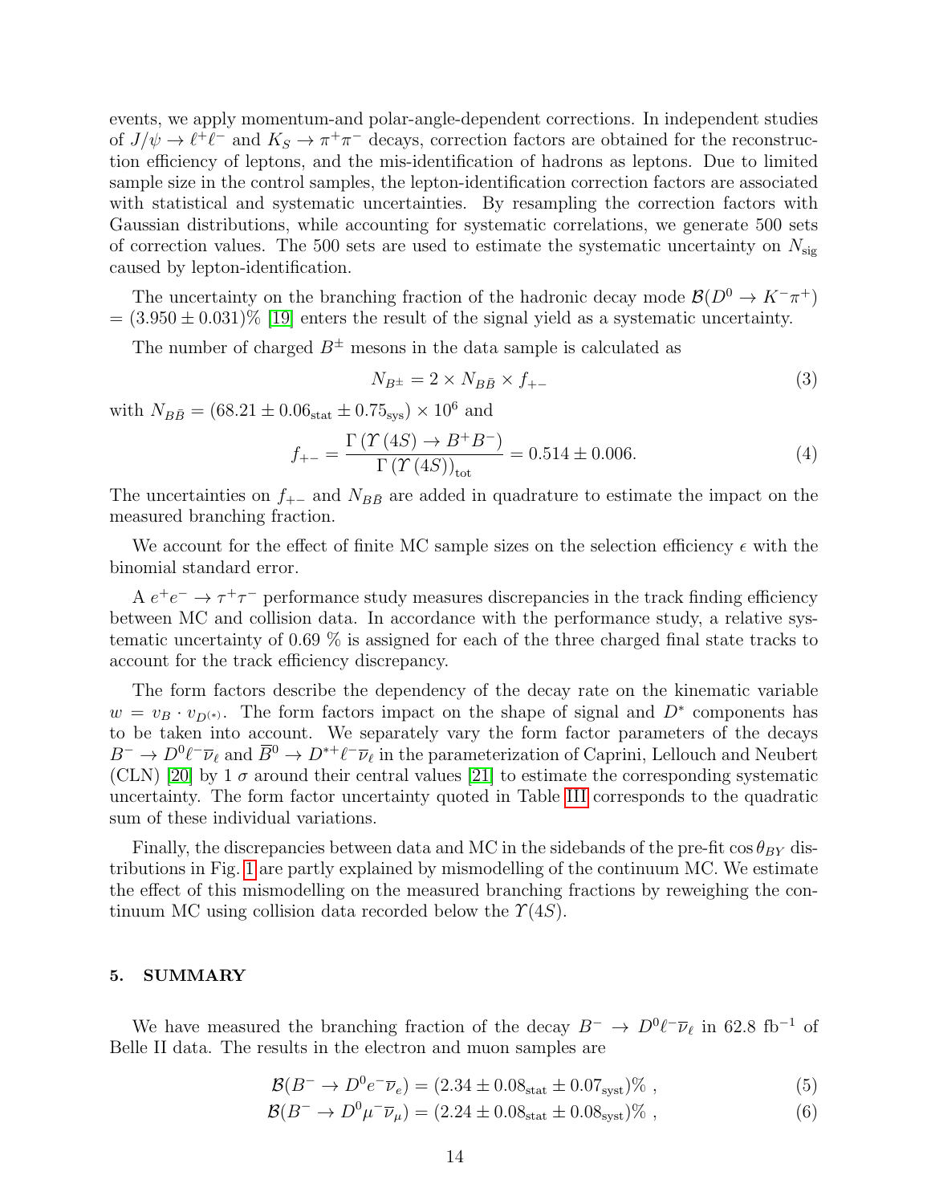events, we apply momentum-and polar-angle-dependent corrections. In independent studies of $J/\psi \to \ell^+\ell^-$ and $K_S \to \pi^+\pi^-$ decays, correction factors are obtained for the reconstruction efficiency of leptons, and the mis-identification of hadrons as leptons. Due to limited sample size in the control samples, the lepton-identification correction factors are associated with statistical and systematic uncertainties. By resampling the correction factors with Gaussian distributions, while accounting for systematic correlations, we generate 500 sets of correction values. The 500 sets are used to estimate the systematic uncertainty on $N_{\rm sig}$ caused by lepton-identification.

The uncertainty on the branching fraction of the hadronic decay mode $\mathcal{B}(D^0 \to K^-\pi^+) = (3.950 \pm 0.031)\%$ [19] enters the result of the signal yield as a systematic uncertainty.

The number of charged $B^\pm$ mesons in the data sample is calculated as

$$N_{B^\pm} = 2 \times N_{B\bar{B}} \times f_{+-} \tag{3}$$

with $N_{B\bar{B}} = (68.21 \pm 0.06_{\rm stat} \pm 0.75_{\rm sys}) \times 10^6$ and

$$f_{+-} = \frac{\Gamma\left(\Upsilon(4S) \to B^+B^-\right)}{\Gamma\left(\Upsilon(4S)\right)_{\rm tot}} = 0.514 \pm 0.006. \tag{4}$$

The uncertainties on $f_{+-}$ and $N_{B\bar{B}}$ are added in quadrature to estimate the impact on the measured branching fraction.

We account for the effect of finite MC sample sizes on the selection efficiency $\epsilon$ with the binomial standard error.

A $e^+e^- \to \tau^+\tau^-$ performance study measures discrepancies in the track finding efficiency between MC and collision data. In accordance with the performance study, a relative systematic uncertainty of 0.69 % is assigned for each of the three charged final state tracks to account for the track efficiency discrepancy.

The form factors describe the dependency of the decay rate on the kinematic variable $w = v_B \cdot v_{D^{(*)}}$. The form factors impact on the shape of signal and $D^*$ components has to be taken into account. We separately vary the form factor parameters of the decays $B^- \to D^0\ell^-\overline{\nu}_\ell$ and $\overline{B}^0 \to D^{*+}\ell^-\overline{\nu}_\ell$ in the parameterization of Caprini, Lellouch and Neubert (CLN) [20] by 1 $\sigma$ around their central values [21] to estimate the corresponding systematic uncertainty. The form factor uncertainty quoted in Table III corresponds to the quadratic sum of these individual variations.

Finally, the discrepancies between data and MC in the sidebands of the pre-fit $\cos\theta_{BY}$ distributions in Fig. 1 are partly explained by mismodelling of the continuum MC. We estimate the effect of this mismodelling on the measured branching fractions by reweighing the continuum MC using collision data recorded below the $\Upsilon(4S)$.

## 5. SUMMARY

We have measured the branching fraction of the decay $B^- \to D^0\ell^-\overline{\nu}_\ell$ in 62.8 fb$^{-1}$ of Belle II data. The results in the electron and muon samples are

$$\mathcal{B}(B^- \to D^0 e^-\overline{\nu}_e) = (2.34 \pm 0.08_{\rm stat} \pm 0.07_{\rm syst})\% \;, \tag{5}$$

$$\mathcal{B}(B^- \to D^0 \mu^-\overline{\nu}_\mu) = (2.24 \pm 0.08_{\rm stat} \pm 0.08_{\rm syst})\% \;, \tag{6}$$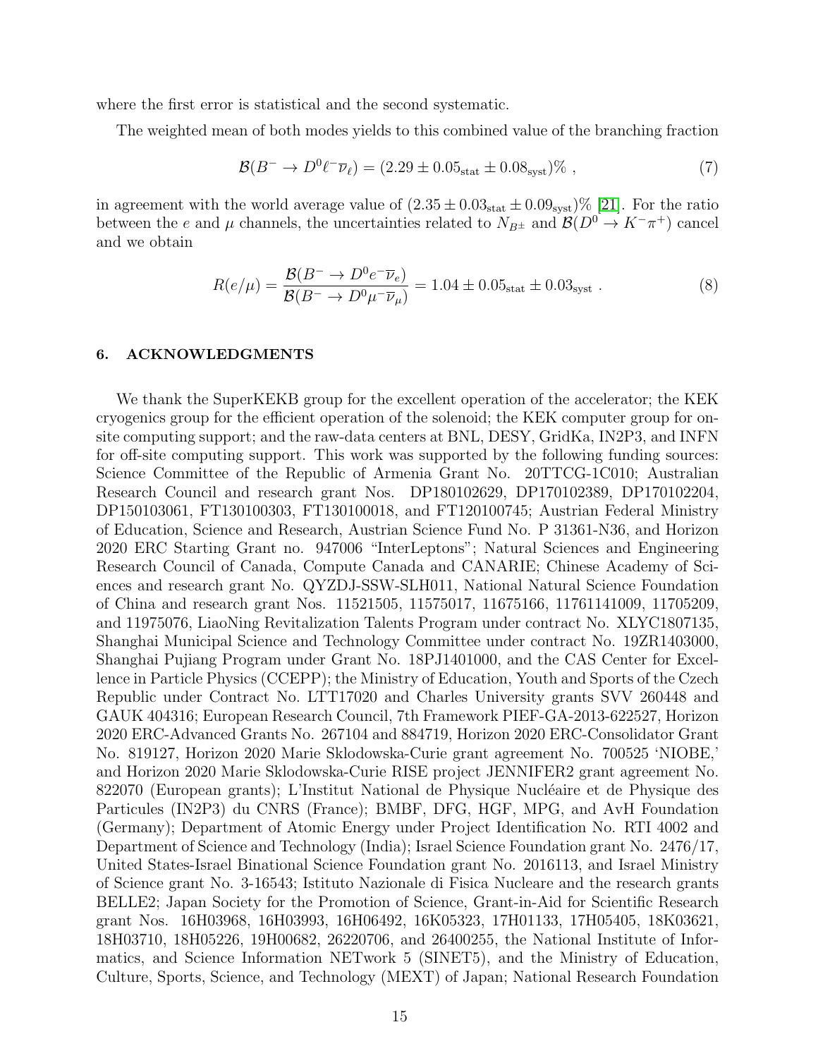where the first error is statistical and the second systematic.

The weighted mean of both modes yields to this combined value of the branching fraction

$$\mathcal{B}(B^- \to D^0 \ell^- \overline{\nu}_\ell) = (2.29 \pm 0.05_{\rm stat} \pm 0.08_{\rm syst})\% \ , \tag{7}$$

in agreement with the world average value of $(2.35 \pm 0.03_{\rm stat} \pm 0.09_{\rm syst})\%$ [21]. For the ratio between the $e$ and $\mu$ channels, the uncertainties related to $N_{B^\pm}$ and $\mathcal{B}(D^0 \to K^-\pi^+)$ cancel and we obtain

$$R(e/\mu) = \frac{\mathcal{B}(B^- \to D^0 e^- \overline{\nu}_e)}{\mathcal{B}(B^- \to D^0 \mu^- \overline{\nu}_\mu)} = 1.04 \pm 0.05_{\rm stat} \pm 0.03_{\rm syst} \ . \tag{8}$$

## 6. ACKNOWLEDGMENTS

We thank the SuperKEKB group for the excellent operation of the accelerator; the KEK cryogenics group for the efficient operation of the solenoid; the KEK computer group for on-site computing support; and the raw-data centers at BNL, DESY, GridKa, IN2P3, and INFN for off-site computing support. This work was supported by the following funding sources: Science Committee of the Republic of Armenia Grant No. 20TTCG-1C010; Australian Research Council and research grant Nos. DP180102629, DP170102389, DP170102204, DP150103061, FT130100303, FT130100018, and FT120100745; Austrian Federal Ministry of Education, Science and Research, Austrian Science Fund No. P 31361-N36, and Horizon 2020 ERC Starting Grant no. 947006 "InterLeptons"; Natural Sciences and Engineering Research Council of Canada, Compute Canada and CANARIE; Chinese Academy of Sciences and research grant No. QYZDJ-SSW-SLH011, National Natural Science Foundation of China and research grant Nos. 11521505, 11575017, 11675166, 11761141009, 11705209, and 11975076, LiaoNing Revitalization Talents Program under contract No. XLYC1807135, Shanghai Municipal Science and Technology Committee under contract No. 19ZR1403000, Shanghai Pujiang Program under Grant No. 18PJ1401000, and the CAS Center for Excellence in Particle Physics (CCEPP); the Ministry of Education, Youth and Sports of the Czech Republic under Contract No. LTT17020 and Charles University grants SVV 260448 and GAUK 404316; European Research Council, 7th Framework PIEF-GA-2013-622527, Horizon 2020 ERC-Advanced Grants No. 267104 and 884719, Horizon 2020 ERC-Consolidator Grant No. 819127, Horizon 2020 Marie Sklodowska-Curie grant agreement No. 700525 'NIOBE,' and Horizon 2020 Marie Sklodowska-Curie RISE project JENNIFER2 grant agreement No. 822070 (European grants); L'Institut National de Physique Nucléaire et de Physique des Particules (IN2P3) du CNRS (France); BMBF, DFG, HGF, MPG, and AvH Foundation (Germany); Department of Atomic Energy under Project Identification No. RTI 4002 and Department of Science and Technology (India); Israel Science Foundation grant No. 2476/17, United States-Israel Binational Science Foundation grant No. 2016113, and Israel Ministry of Science grant No. 3-16543; Istituto Nazionale di Fisica Nucleare and the research grants BELLE2; Japan Society for the Promotion of Science, Grant-in-Aid for Scientific Research grant Nos. 16H03968, 16H03993, 16H06492, 16K05323, 17H01133, 17H05405, 18K03621, 18H03710, 18H05226, 19H00682, 26220706, and 26400255, the National Institute of Informatics, and Science Information NETwork 5 (SINET5), and the Ministry of Education, Culture, Sports, Science, and Technology (MEXT) of Japan; National Research Foundation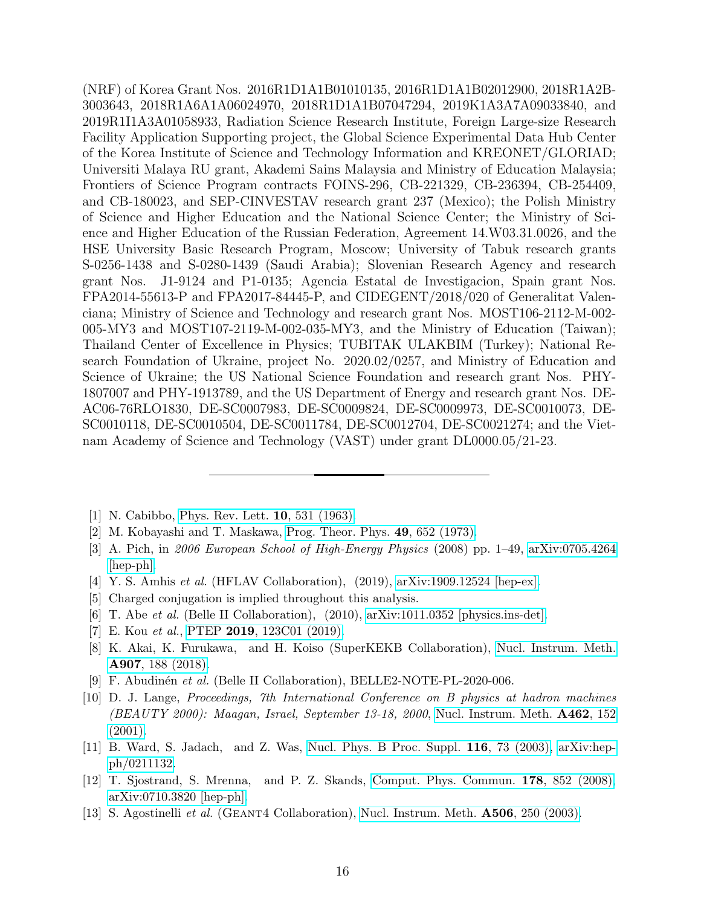(NRF) of Korea Grant Nos. 2016R1D1A1B01010135, 2016R1D1A1B02012900, 2018R1A2B-3003643, 2018R1A6A1A06024970, 2018R1D1A1B07047294, 2019K1A3A7A09033840, and 2019R1I1A3A01058933, Radiation Science Research Institute, Foreign Large-size Research Facility Application Supporting project, the Global Science Experimental Data Hub Center of the Korea Institute of Science and Technology Information and KREONET/GLORIAD; Universiti Malaya RU grant, Akademi Sains Malaysia and Ministry of Education Malaysia; Frontiers of Science Program contracts FOINS-296, CB-221329, CB-236394, CB-254409, and CB-180023, and SEP-CINVESTAV research grant 237 (Mexico); the Polish Ministry of Science and Higher Education and the National Science Center; the Ministry of Science and Higher Education of the Russian Federation, Agreement 14.W03.31.0026, and the HSE University Basic Research Program, Moscow; University of Tabuk research grants S-0256-1438 and S-0280-1439 (Saudi Arabia); Slovenian Research Agency and research grant Nos. J1-9124 and P1-0135; Agencia Estatal de Investigacion, Spain grant Nos. FPA2014-55613-P and FPA2017-84445-P, and CIDEGENT/2018/020 of Generalitat Valenciana; Ministry of Science and Technology and research grant Nos. MOST106-2112-M-002-005-MY3 and MOST107-2119-M-002-035-MY3, and the Ministry of Education (Taiwan); Thailand Center of Excellence in Physics; TUBITAK ULAKBIM (Turkey); National Research Foundation of Ukraine, project No. 2020.02/0257, and Ministry of Education and Science of Ukraine; the US National Science Foundation and research grant Nos. PHY-1807007 and PHY-1913789, and the US Department of Energy and research grant Nos. DE-AC06-76RLO1830, DE-SC0007983, DE-SC0009824, DE-SC0009973, DE-SC0010073, DE-SC0010118, DE-SC0010504, DE-SC0011784, DE-SC0012704, DE-SC0021274; and the Vietnam Academy of Science and Technology (VAST) under grant DL0000.05/21-23.

---

[1] N. Cabibbo, Phys. Rev. Lett. **10**, 531 (1963).

[2] M. Kobayashi and T. Maskawa, Prog. Theor. Phys. **49**, 652 (1973).

[3] A. Pich, in *2006 European School of High-Energy Physics* (2008) pp. 1–49, arXiv:0705.4264 [hep-ph].

[4] Y. S. Amhis *et al.* (HFLAV Collaboration), (2019), arXiv:1909.12524 [hep-ex].

[5] Charged conjugation is implied throughout this analysis.

[6] T. Abe *et al.* (Belle II Collaboration), (2010), arXiv:1011.0352 [physics.ins-det].

[7] E. Kou *et al.*, PTEP **2019**, 123C01 (2019).

[8] K. Akai, K. Furukawa, and H. Koiso (SuperKEKB Collaboration), Nucl. Instrum. Meth. **A907**, 188 (2018).

[9] F. Abudinén *et al.* (Belle II Collaboration), BELLE2-NOTE-PL-2020-006.

[10] D. J. Lange, *Proceedings, 7th International Conference on B physics at hadron machines (BEAUTY 2000): Maagan, Israel, September 13-18, 2000*, Nucl. Instrum. Meth. **A462**, 152 (2001).

[11] B. Ward, S. Jadach, and Z. Was, Nucl. Phys. B Proc. Suppl. **116**, 73 (2003), arXiv:hep-ph/0211132.

[12] T. Sjostrand, S. Mrenna, and P. Z. Skands, Comput. Phys. Commun. **178**, 852 (2008), arXiv:0710.3820 [hep-ph].

[13] S. Agostinelli *et al.* (Geant4 Collaboration), Nucl. Instrum. Meth. **A506**, 250 (2003).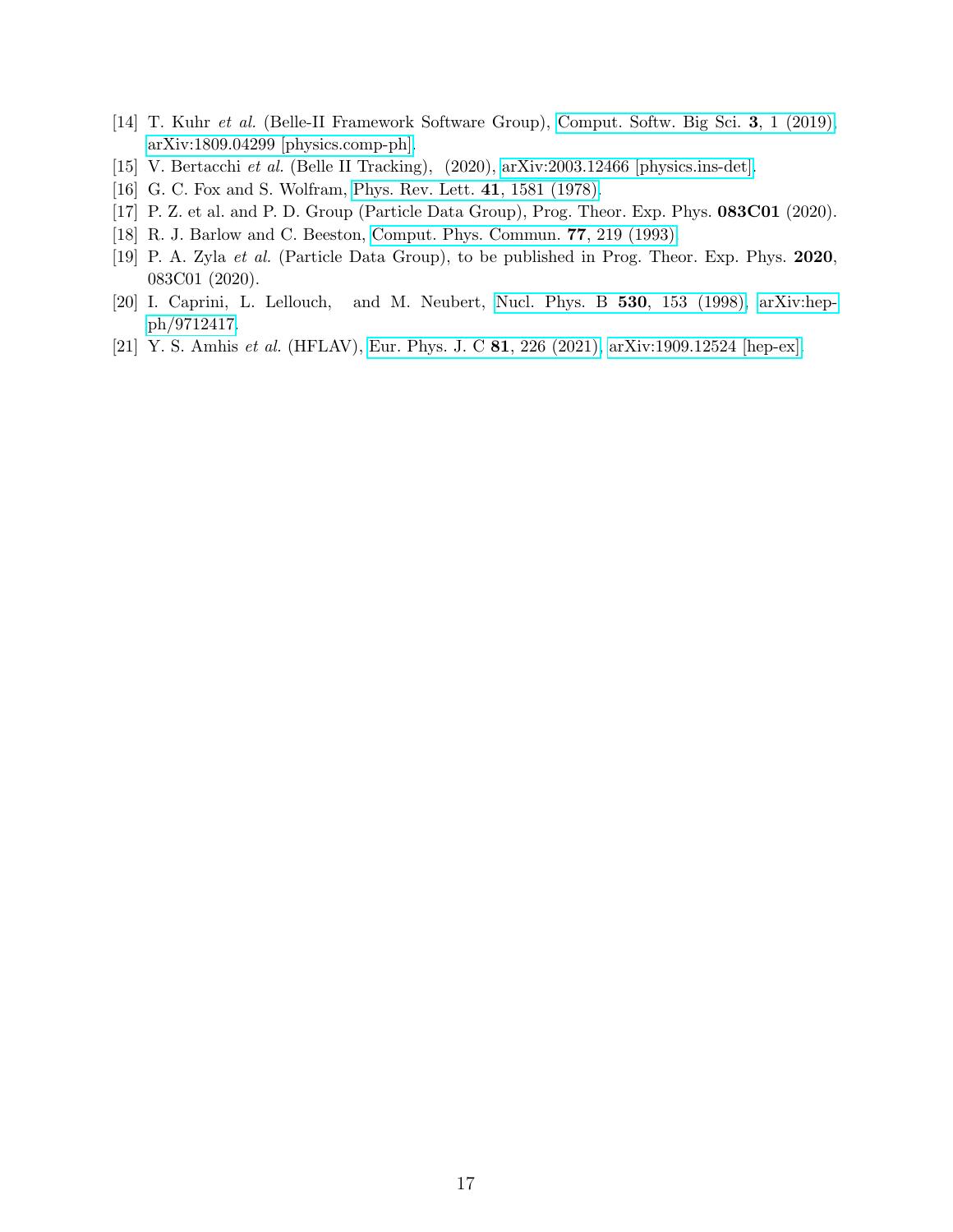[14] T. Kuhr *et al.* (Belle-II Framework Software Group), Comput. Softw. Big Sci. **3**, 1 (2019), arXiv:1809.04299 [physics.comp-ph].

[15] V. Bertacchi *et al.* (Belle II Tracking), (2020), arXiv:2003.12466 [physics.ins-det].

[16] G. C. Fox and S. Wolfram, Phys. Rev. Lett. **41**, 1581 (1978).

[17] P. Z. et al. and P. D. Group (Particle Data Group), Prog. Theor. Exp. Phys. **083C01** (2020).

[18] R. J. Barlow and C. Beeston, Comput. Phys. Commun. **77**, 219 (1993).

[19] P. A. Zyla *et al.* (Particle Data Group), to be published in Prog. Theor. Exp. Phys. **2020**, 083C01 (2020).

[20] I. Caprini, L. Lellouch, and M. Neubert, Nucl. Phys. B **530**, 153 (1998), arXiv:hep-ph/9712417.

[21] Y. S. Amhis *et al.* (HFLAV), Eur. Phys. J. C **81**, 226 (2021), arXiv:1909.12524 [hep-ex].